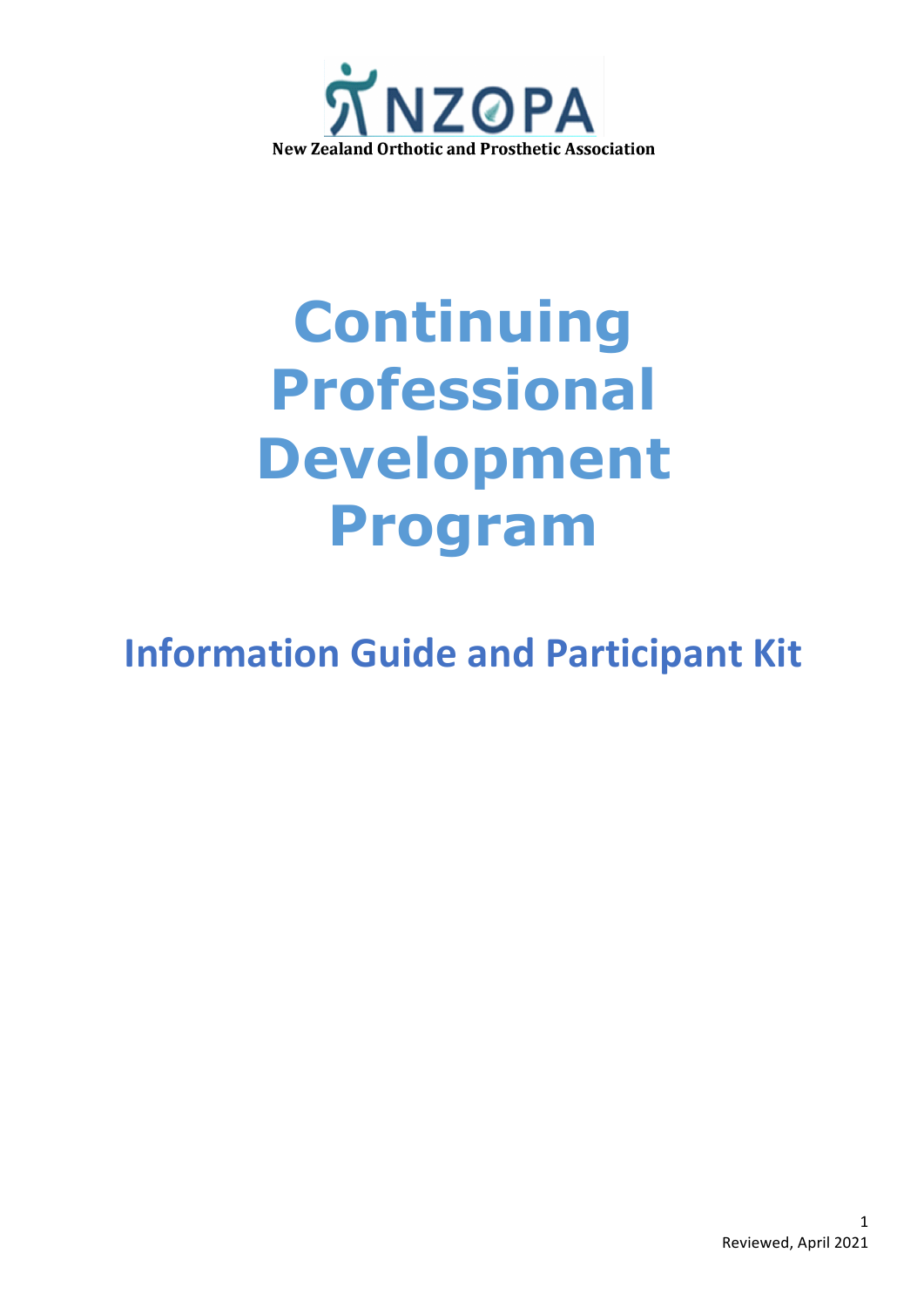NZOPA

**New Zealand Orthotic and Prosthetic Association**

# Continuing Professional Development Program

## Information Guide and Participant Kit

Reviewed, April 2021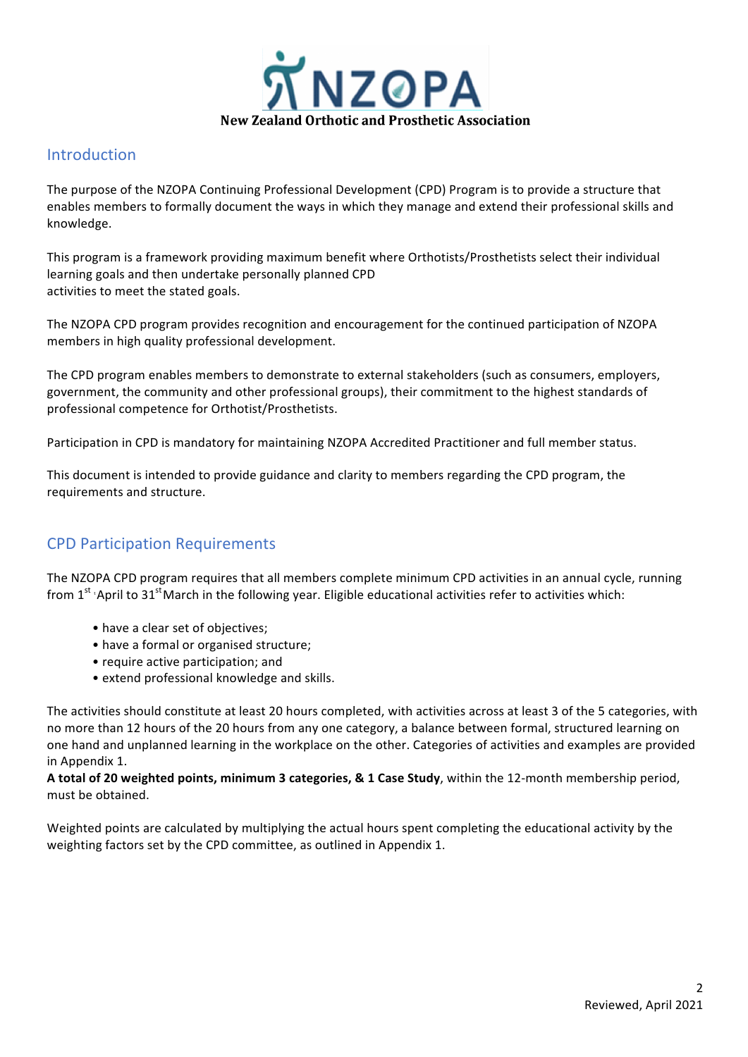**New Zealand Orthotic and Prosthetic Association**

## Introduction

The purpose of the NZOPA Continuing Professional Development (CPD) Program is to provide a structure that enables members to formally document the ways in which they manage and extend their professional skills and knowledge.

This program is a framework providing maximum benefit where Orthotists/Prosthetists select their individual learning goals and then undertake personally planned CPD activities to meet the stated goals.

The NZOPA CPD program provides recognition and encouragement for the continued participation of NZOPA members in high quality professional development.

The CPD program enables members to demonstrate to external stakeholders (such as consumers, employers, government, the community and other professional groups), their commitment to the highest standards of professional competence for Orthotist/Prosthetists.

Participation in CPD is mandatory for maintaining NZOPA Accredited Practitioner and full member status.

This document is intended to provide guidance and clarity to members regarding the CPD program, the requirements and structure.

## CPD Participation Requirements

The NZOPA CPD program requires that all members complete minimum CPD activities in an annual cycle, running from 1st April to 31st March in the following year. Eligible educational activities refer to activities which:

- have a clear set of objectives;
- have a formal or organised structure;
- require active participation; and
- extend professional knowledge and skills.

The activities should constitute at least 20 hours completed, with activities across at least 3 of the 5 categories, with no more than 12 hours of the 20 hours from any one category, a balance between formal, structured learning on one hand and unplanned learning in the workplace on the other. Categories of activities and examples are provided in Appendix 1.

**A total of 20 weighted points, minimum 3 categories, & 1 Case Study**, within the 12-month membership period, must be obtained.

Weighted points are calculated by multiplying the actual hours spent completing the educational activity by the weighting factors set by the CPD committee, as outlined in Appendix 1.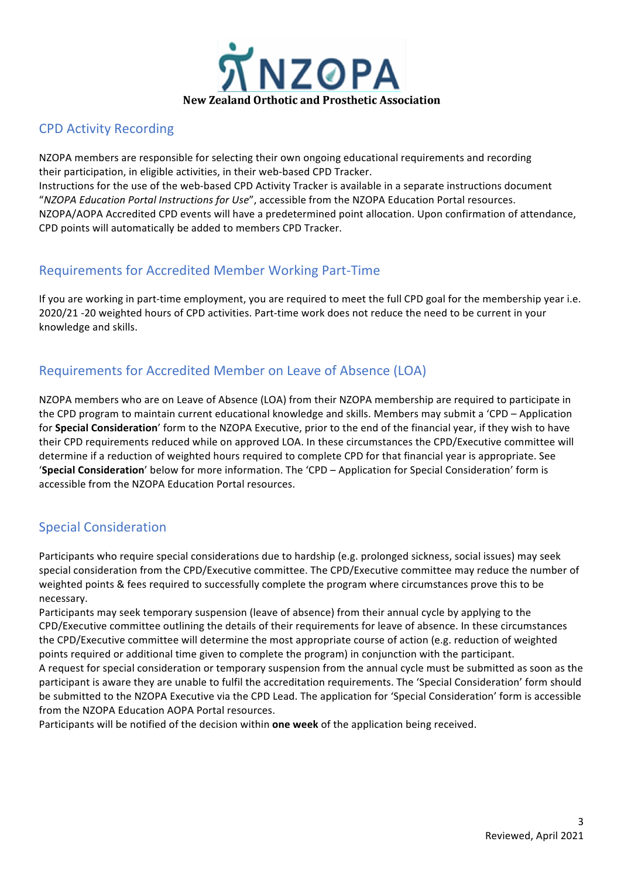New Zealand Orthotic and Prosthetic Association

## CPD Activity Recording

NZOPA members are responsible for selecting their own ongoing educational requirements and recording their participation, in eligible activities, in their web-based CPD Tracker.
Instructions for the use of the web-based CPD Activity Tracker is available in a separate instructions document "*NZOPA Education Portal Instructions for Use*", accessible from the NZOPA Education Portal resources.
NZOPA/AOPA Accredited CPD events will have a predetermined point allocation. Upon confirmation of attendance, CPD points will automatically be added to members CPD Tracker.

## Requirements for Accredited Member Working Part-Time

If you are working in part-time employment, you are required to meet the full CPD goal for the membership year i.e. 2020/21 -20 weighted hours of CPD activities. Part-time work does not reduce the need to be current in your knowledge and skills.

## Requirements for Accredited Member on Leave of Absence (LOA)

NZOPA members who are on Leave of Absence (LOA) from their NZOPA membership are required to participate in the CPD program to maintain current educational knowledge and skills. Members may submit a 'CPD – Application for **Special Consideration**' form to the NZOPA Executive, prior to the end of the financial year, if they wish to have their CPD requirements reduced while on approved LOA. In these circumstances the CPD/Executive committee will determine if a reduction of weighted hours required to complete CPD for that financial year is appropriate. See '**Special Consideration**' below for more information. The 'CPD – Application for Special Consideration' form is accessible from the NZOPA Education Portal resources.

## Special Consideration

Participants who require special considerations due to hardship (e.g. prolonged sickness, social issues) may seek special consideration from the CPD/Executive committee. The CPD/Executive committee may reduce the number of weighted points & fees required to successfully complete the program where circumstances prove this to be necessary.
Participants may seek temporary suspension (leave of absence) from their annual cycle by applying to the CPD/Executive committee outlining the details of their requirements for leave of absence. In these circumstances the CPD/Executive committee will determine the most appropriate course of action (e.g. reduction of weighted points required or additional time given to complete the program) in conjunction with the participant.
A request for special consideration or temporary suspension from the annual cycle must be submitted as soon as the participant is aware they are unable to fulfil the accreditation requirements. The 'Special Consideration' form should be submitted to the NZOPA Executive via the CPD Lead. The application for 'Special Consideration' form is accessible from the NZOPA Education AOPA Portal resources.
Participants will be notified of the decision within **one week** of the application being received.

Reviewed, April 2021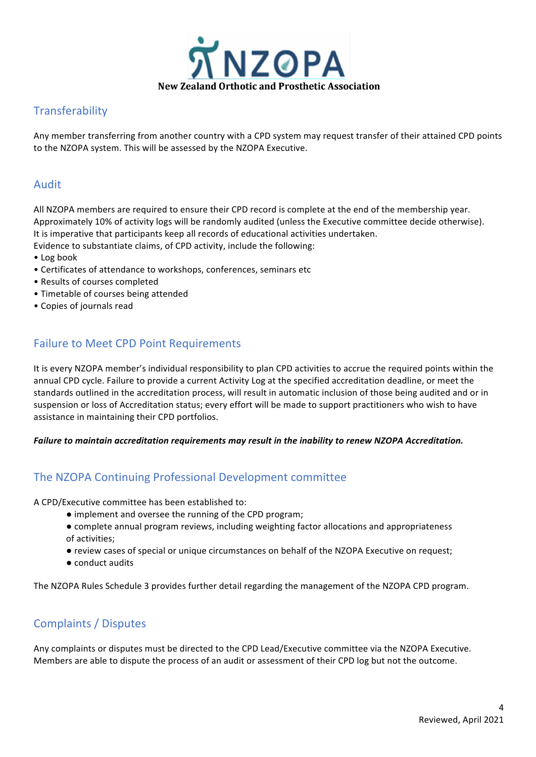## Transferability

Any member transferring from another country with a CPD system may request transfer of their attained CPD points to the NZOPA system. This will be assessed by the NZOPA Executive.

## Audit

All NZOPA members are required to ensure their CPD record is complete at the end of the membership year. Approximately 10% of activity logs will be randomly audited (unless the Executive committee decide otherwise). It is imperative that participants keep all records of educational activities undertaken.
Evidence to substantiate claims, of CPD activity, include the following:

- Log book
- Certificates of attendance to workshops, conferences, seminars etc
- Results of courses completed
- Timetable of courses being attended
- Copies of journals read

## Failure to Meet CPD Point Requirements

It is every NZOPA member's individual responsibility to plan CPD activities to accrue the required points within the annual CPD cycle. Failure to provide a current Activity Log at the specified accreditation deadline, or meet the standards outlined in the accreditation process, will result in automatic inclusion of those being audited and or in suspension or loss of Accreditation status; every effort will be made to support practitioners who wish to have assistance in maintaining their CPD portfolios.

***Failure to maintain accreditation requirements may result in the inability to renew NZOPA Accreditation.***

## The NZOPA Continuing Professional Development committee

A CPD/Executive committee has been established to:

- implement and oversee the running of the CPD program;
- complete annual program reviews, including weighting factor allocations and appropriateness of activities;
- review cases of special or unique circumstances on behalf of the NZOPA Executive on request;
- conduct audits

The NZOPA Rules Schedule 3 provides further detail regarding the management of the NZOPA CPD program.

## Complaints / Disputes

Any complaints or disputes must be directed to the CPD Lead/Executive committee via the NZOPA Executive. Members are able to dispute the process of an audit or assessment of their CPD log but not the outcome.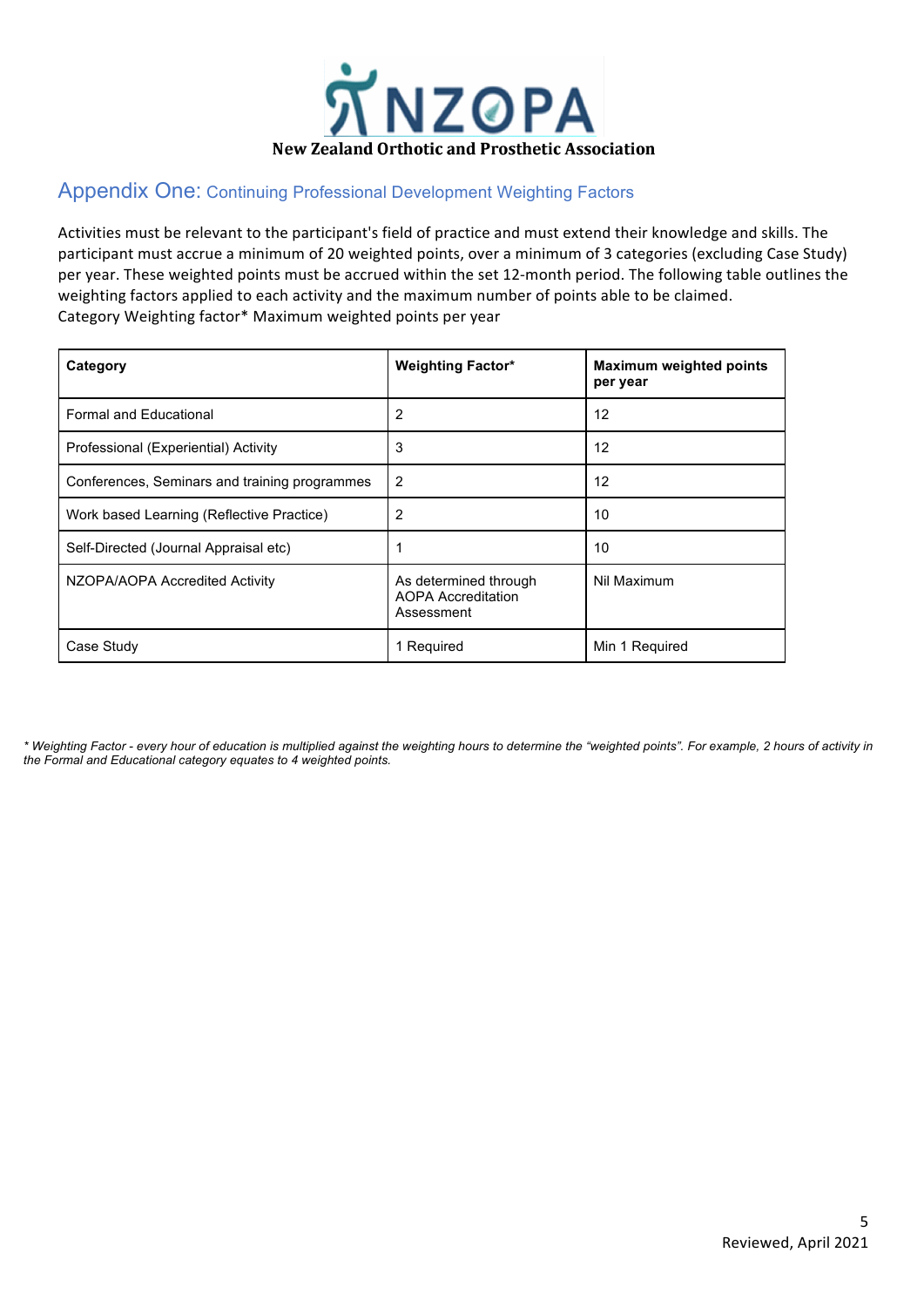New Zealand Orthotic and Prosthetic Association

## Appendix One: Continuing Professional Development Weighting Factors

Activities must be relevant to the participant's field of practice and must extend their knowledge and skills. The participant must accrue a minimum of 20 weighted points, over a minimum of 3 categories (excluding Case Study) per year. These weighted points must be accrued within the set 12-month period. The following table outlines the weighting factors applied to each activity and the maximum number of points able to be claimed.
Category Weighting factor* Maximum weighted points per year

| **Category** | **Weighting Factor*** | **Maximum weighted points per year** |
|---|---|---|
| Formal and Educational | 2 | 12 |
| Professional (Experiential) Activity | 3 | 12 |
| Conferences, Seminars and training programmes | 2 | 12 |
| Work based Learning (Reflective Practice) | 2 | 10 |
| Self-Directed (Journal Appraisal etc) | 1 | 10 |
| NZOPA/AOPA Accredited Activity | As determined through AOPA Accreditation Assessment | Nil Maximum |
| Case Study | 1 Required | Min 1 Required |

*\* Weighting Factor - every hour of education is multiplied against the weighting hours to determine the "weighted points". For example, 2 hours of activity in the Formal and Educational category equates to 4 weighted points.*

Reviewed, April 2021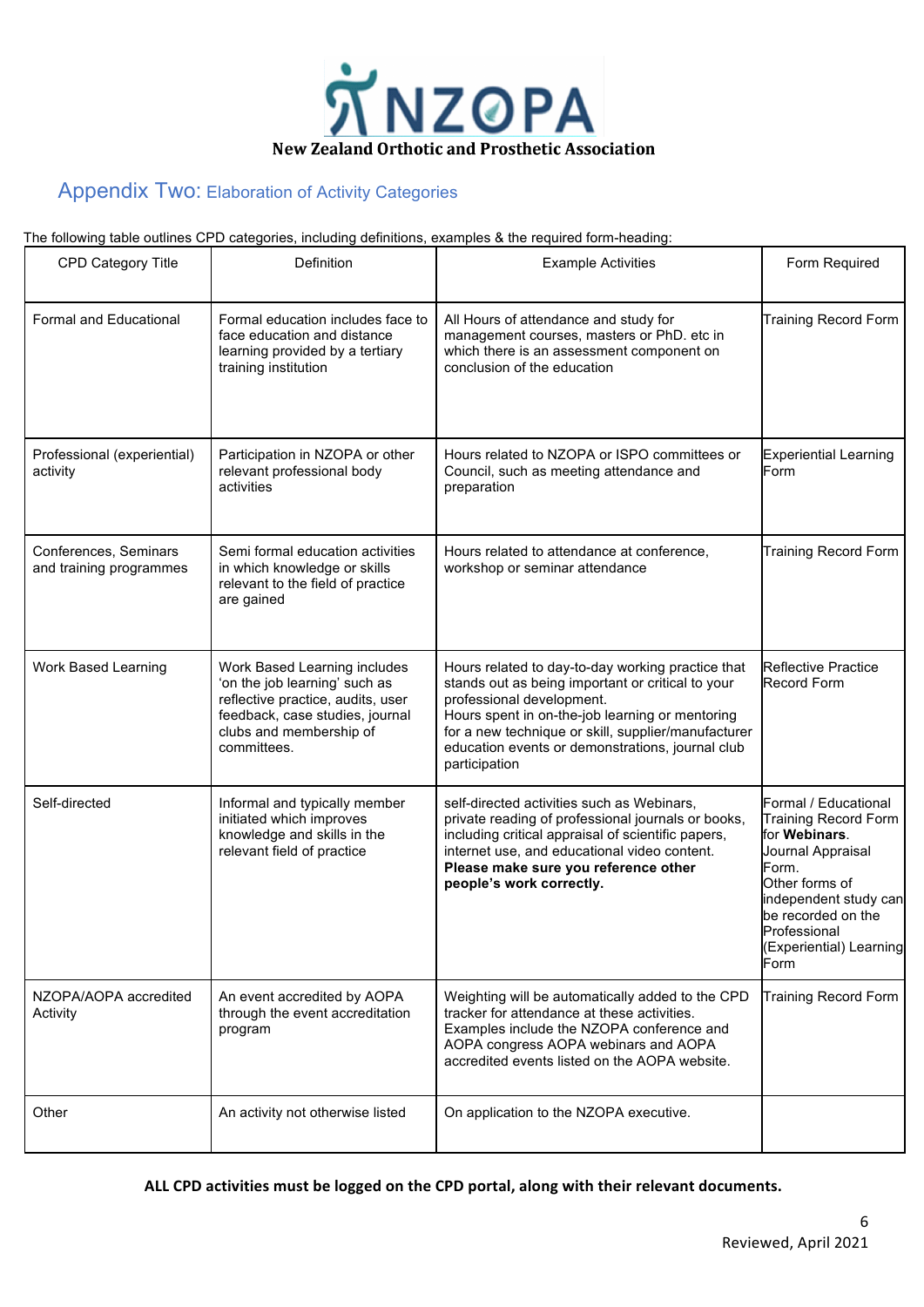**New Zealand Orthotic and Prosthetic Association**

## Appendix Two: Elaboration of Activity Categories

The following table outlines CPD categories, including definitions, examples & the required form-heading:

| CPD Category Title | Definition | Example Activities | Form Required |
|---|---|---|---|
| Formal and Educational | Formal education includes face to face education and distance learning provided by a tertiary training institution | All Hours of attendance and study for management courses, masters or PhD. etc in which there is an assessment component on conclusion of the education | Training Record Form |
| Professional (experiential) activity | Participation in NZOPA or other relevant professional body activities | Hours related to NZOPA or ISPO committees or Council, such as meeting attendance and preparation | Experiential Learning Form |
| Conferences, Seminars and training programmes | Semi formal education activities in which knowledge or skills relevant to the field of practice are gained | Hours related to attendance at conference, workshop or seminar attendance | Training Record Form |
| Work Based Learning | Work Based Learning includes 'on the job learning' such as reflective practice, audits, user feedback, case studies, journal clubs and membership of committees. | Hours related to day-to-day working practice that stands out as being important or critical to your professional development.<br>Hours spent in on-the-job learning or mentoring for a new technique or skill, supplier/manufacturer education events or demonstrations, journal club participation | Reflective Practice Record Form |
| Self-directed | Informal and typically member initiated which improves knowledge and skills in the relevant field of practice | self-directed activities such as Webinars, private reading of professional journals or books, including critical appraisal of scientific papers, internet use, and educational video content. **Please make sure you reference other people's work correctly.** | Formal / Educational Training Record Form for **Webinars**.<br>Journal Appraisal Form.<br>Other forms of independent study can be recorded on the Professional (Experiential) Learning Form |
| NZOPA/AOPA accredited Activity | An event accredited by AOPA through the event accreditation program | Weighting will be automatically added to the CPD tracker for attendance at these activities. Examples include the NZOPA conference and AOPA congress AOPA webinars and AOPA accredited events listed on the AOPA website. | Training Record Form |
| Other | An activity not otherwise listed | On application to the NZOPA executive. | |

**ALL CPD activities must be logged on the CPD portal, along with their relevant documents.**

Reviewed, April 2021